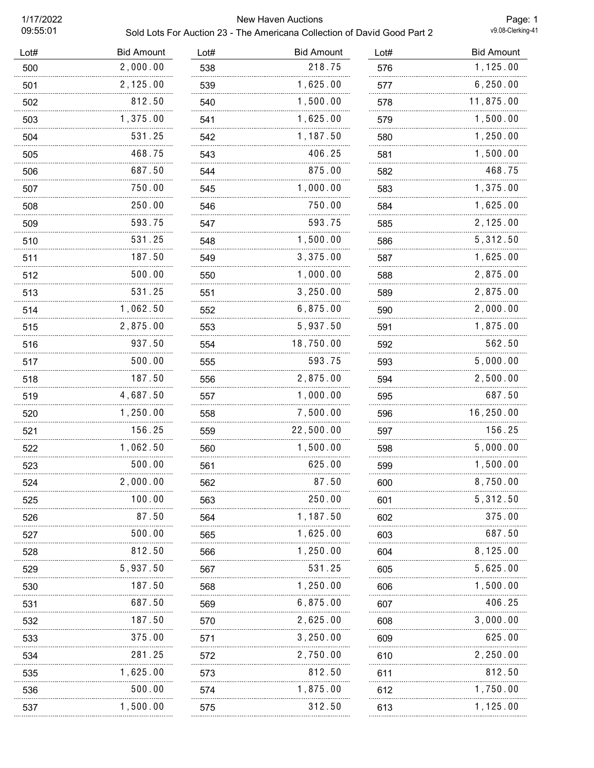# New Haven Auctions

## Sold Lots For Auction 23 - The Americana Collection of David Good Part 2

1/17/2022
09:55:01

v9.08-Clerking-41

| Lot# | Bid Amount | Lot# | Bid Amount | Lot# | Bid Amount |
|---|---|---|---|---|---|
| 500 | 2,000.00 | 538 | 218.75 | 576 | 1,125.00 |
| 501 | 2,125.00 | 539 | 1,625.00 | 577 | 6,250.00 |
| 502 | 812.50 | 540 | 1,500.00 | 578 | 11,875.00 |
| 503 | 1,375.00 | 541 | 1,625.00 | 579 | 1,500.00 |
| 504 | 531.25 | 542 | 1,187.50 | 580 | 1,250.00 |
| 505 | 468.75 | 543 | 406.25 | 581 | 1,500.00 |
| 506 | 687.50 | 544 | 875.00 | 582 | 468.75 |
| 507 | 750.00 | 545 | 1,000.00 | 583 | 1,375.00 |
| 508 | 250.00 | 546 | 750.00 | 584 | 1,625.00 |
| 509 | 593.75 | 547 | 593.75 | 585 | 2,125.00 |
| 510 | 531.25 | 548 | 1,500.00 | 586 | 5,312.50 |
| 511 | 187.50 | 549 | 3,375.00 | 587 | 1,625.00 |
| 512 | 500.00 | 550 | 1,000.00 | 588 | 2,875.00 |
| 513 | 531.25 | 551 | 3,250.00 | 589 | 2,875.00 |
| 514 | 1,062.50 | 552 | 6,875.00 | 590 | 2,000.00 |
| 515 | 2,875.00 | 553 | 5,937.50 | 591 | 1,875.00 |
| 516 | 937.50 | 554 | 18,750.00 | 592 | 562.50 |
| 517 | 500.00 | 555 | 593.75 | 593 | 5,000.00 |
| 518 | 187.50 | 556 | 2,875.00 | 594 | 2,500.00 |
| 519 | 4,687.50 | 557 | 1,000.00 | 595 | 687.50 |
| 520 | 1,250.00 | 558 | 7,500.00 | 596 | 16,250.00 |
| 521 | 156.25 | 559 | 22,500.00 | 597 | 156.25 |
| 522 | 1,062.50 | 560 | 1,500.00 | 598 | 5,000.00 |
| 523 | 500.00 | 561 | 625.00 | 599 | 1,500.00 |
| 524 | 2,000.00 | 562 | 87.50 | 600 | 8,750.00 |
| 525 | 100.00 | 563 | 250.00 | 601 | 5,312.50 |
| 526 | 87.50 | 564 | 1,187.50 | 602 | 375.00 |
| 527 | 500.00 | 565 | 1,625.00 | 603 | 687.50 |
| 528 | 812.50 | 566 | 1,250.00 | 604 | 8,125.00 |
| 529 | 5,937.50 | 567 | 531.25 | 605 | 5,625.00 |
| 530 | 187.50 | 568 | 1,250.00 | 606 | 1,500.00 |
| 531 | 687.50 | 569 | 6,875.00 | 607 | 406.25 |
| 532 | 187.50 | 570 | 2,625.00 | 608 | 3,000.00 |
| 533 | 375.00 | 571 | 3,250.00 | 609 | 625.00 |
| 534 | 281.25 | 572 | 2,750.00 | 610 | 2,250.00 |
| 535 | 1,625.00 | 573 | 812.50 | 611 | 812.50 |
| 536 | 500.00 | 574 | 1,875.00 | 612 | 1,750.00 |
| 537 | 1,500.00 | 575 | 312.50 | 613 | 1,125.00 |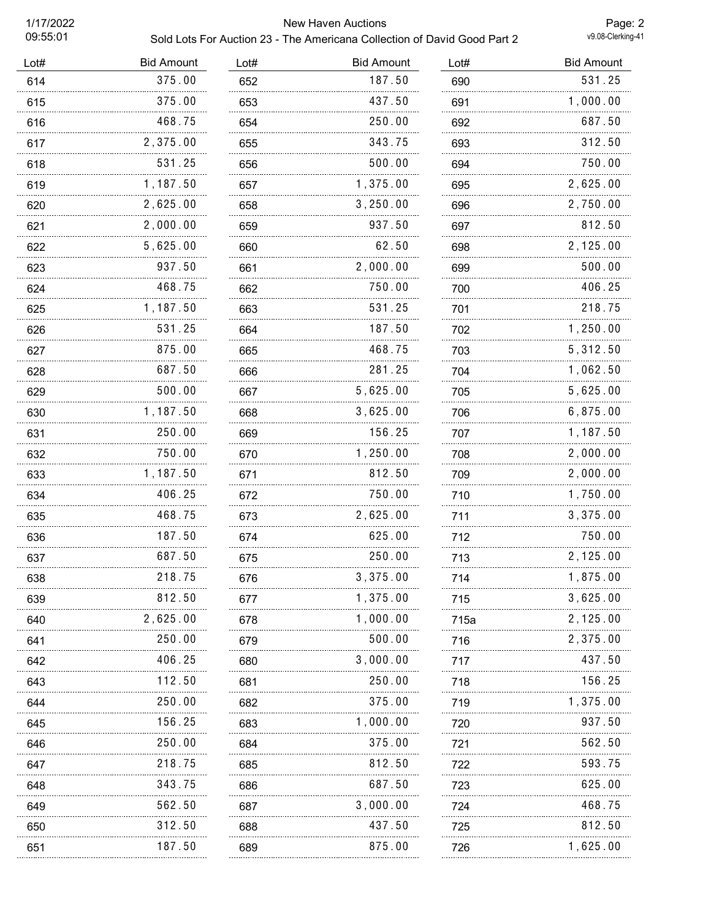# New Haven Auctions

## Sold Lots For Auction 23 - The Americana Collection of David Good Part 2

| Lot# | Bid Amount | Lot# | Bid Amount | Lot# | Bid Amount |
|---|---|---|---|---|---|
| 614 | 375.00 | 652 | 187.50 | 690 | 531.25 |
| 615 | 375.00 | 653 | 437.50 | 691 | 1,000.00 |
| 616 | 468.75 | 654 | 250.00 | 692 | 687.50 |
| 617 | 2,375.00 | 655 | 343.75 | 693 | 312.50 |
| 618 | 531.25 | 656 | 500.00 | 694 | 750.00 |
| 619 | 1,187.50 | 657 | 1,375.00 | 695 | 2,625.00 |
| 620 | 2,625.00 | 658 | 3,250.00 | 696 | 2,750.00 |
| 621 | 2,000.00 | 659 | 937.50 | 697 | 812.50 |
| 622 | 5,625.00 | 660 | 62.50 | 698 | 2,125.00 |
| 623 | 937.50 | 661 | 2,000.00 | 699 | 500.00 |
| 624 | 468.75 | 662 | 750.00 | 700 | 406.25 |
| 625 | 1,187.50 | 663 | 531.25 | 701 | 218.75 |
| 626 | 531.25 | 664 | 187.50 | 702 | 1,250.00 |
| 627 | 875.00 | 665 | 468.75 | 703 | 5,312.50 |
| 628 | 687.50 | 666 | 281.25 | 704 | 1,062.50 |
| 629 | 500.00 | 667 | 5,625.00 | 705 | 5,625.00 |
| 630 | 1,187.50 | 668 | 3,625.00 | 706 | 6,875.00 |
| 631 | 250.00 | 669 | 156.25 | 707 | 1,187.50 |
| 632 | 750.00 | 670 | 1,250.00 | 708 | 2,000.00 |
| 633 | 1,187.50 | 671 | 812.50 | 709 | 2,000.00 |
| 634 | 406.25 | 672 | 750.00 | 710 | 1,750.00 |
| 635 | 468.75 | 673 | 2,625.00 | 711 | 3,375.00 |
| 636 | 187.50 | 674 | 625.00 | 712 | 750.00 |
| 637 | 687.50 | 675 | 250.00 | 713 | 2,125.00 |
| 638 | 218.75 | 676 | 3,375.00 | 714 | 1,875.00 |
| 639 | 812.50 | 677 | 1,375.00 | 715 | 3,625.00 |
| 640 | 2,625.00 | 678 | 1,000.00 | 715a | 2,125.00 |
| 641 | 250.00 | 679 | 500.00 | 716 | 2,375.00 |
| 642 | 406.25 | 680 | 3,000.00 | 717 | 437.50 |
| 643 | 112.50 | 681 | 250.00 | 718 | 156.25 |
| 644 | 250.00 | 682 | 375.00 | 719 | 1,375.00 |
| 645 | 156.25 | 683 | 1,000.00 | 720 | 937.50 |
| 646 | 250.00 | 684 | 375.00 | 721 | 562.50 |
| 647 | 218.75 | 685 | 812.50 | 722 | 593.75 |
| 648 | 343.75 | 686 | 687.50 | 723 | 625.00 |
| 649 | 562.50 | 687 | 3,000.00 | 724 | 468.75 |
| 650 | 312.50 | 688 | 437.50 | 725 | 812.50 |
| 651 | 187.50 | 689 | 875.00 | 726 | 1,625.00 |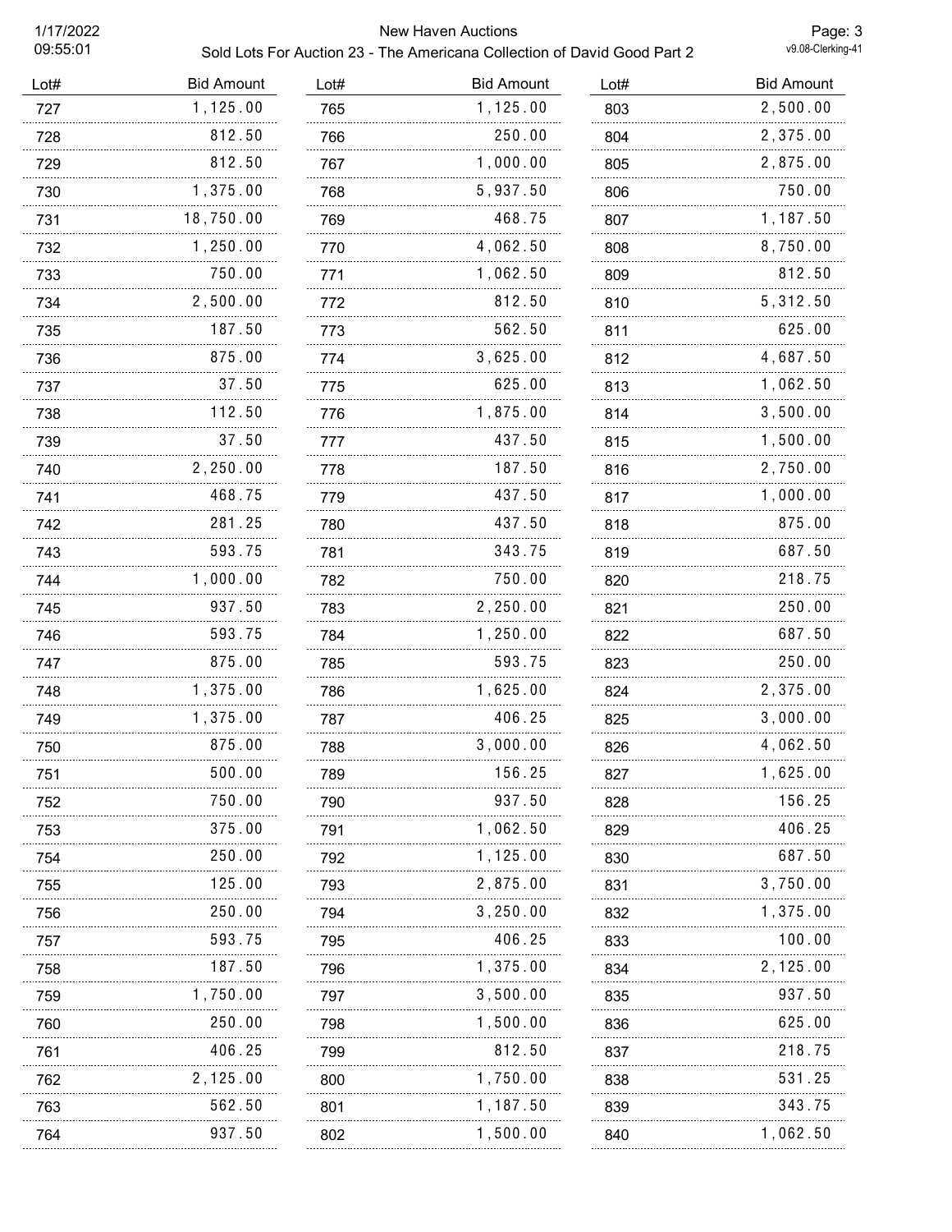| Lot# | Bid Amount |
|---|---|
| 727 | 1,125.00 |
| 728 | 812.50 |
| 729 | 812.50 |
| 730 | 1,375.00 |
| 731 | 18,750.00 |
| 732 | 1,250.00 |
| 733 | 750.00 |
| 734 | 2,500.00 |
| 735 | 187.50 |
| 736 | 875.00 |
| 737 | 37.50 |
| 738 | 112.50 |
| 739 | 37.50 |
| 740 | 2,250.00 |
| 741 | 468.75 |
| 742 | 281.25 |
| 743 | 593.75 |
| 744 | 1,000.00 |
| 745 | 937.50 |
| 746 | 593.75 |
| 747 | 875.00 |
| 748 | 1,375.00 |
| 749 | 1,375.00 |
| 750 | 875.00 |
| 751 | 500.00 |
| 752 | 750.00 |
| 753 | 375.00 |
| 754 | 250.00 |
| 755 | 125.00 |
| 756 | 250.00 |
| 757 | 593.75 |
| 758 | 187.50 |
| 759 | 1,750.00 |
| 760 | 250.00 |
| 761 | 406.25 |
| 762 | 2,125.00 |
| 763 | 562.50 |
| 764 | 937.50 |
| 765 | 1,125.00 |
| 766 | 250.00 |
| 767 | 1,000.00 |
| 768 | 5,937.50 |
| 769 | 468.75 |
| 770 | 4,062.50 |
| 771 | 1,062.50 |
| 772 | 812.50 |
| 773 | 562.50 |
| 774 | 3,625.00 |
| 775 | 625.00 |
| 776 | 1,875.00 |
| 777 | 437.50 |
| 778 | 187.50 |
| 779 | 437.50 |
| 780 | 437.50 |
| 781 | 343.75 |
| 782 | 750.00 |
| 783 | 2,250.00 |
| 784 | 1,250.00 |
| 785 | 593.75 |
| 786 | 1,625.00 |
| 787 | 406.25 |
| 788 | 3,000.00 |
| 789 | 156.25 |
| 790 | 937.50 |
| 791 | 1,062.50 |
| 792 | 1,125.00 |
| 793 | 2,875.00 |
| 794 | 3,250.00 |
| 795 | 406.25 |
| 796 | 1,375.00 |
| 797 | 3,500.00 |
| 798 | 1,500.00 |
| 799 | 812.50 |
| 800 | 1,750.00 |
| 801 | 1,187.50 |
| 802 | 1,500.00 |
| 803 | 2,500.00 |
| 804 | 2,375.00 |
| 805 | 2,875.00 |
| 806 | 750.00 |
| 807 | 1,187.50 |
| 808 | 8,750.00 |
| 809 | 812.50 |
| 810 | 5,312.50 |
| 811 | 625.00 |
| 812 | 4,687.50 |
| 813 | 1,062.50 |
| 814 | 3,500.00 |
| 815 | 1,500.00 |
| 816 | 2,750.00 |
| 817 | 1,000.00 |
| 818 | 875.00 |
| 819 | 687.50 |
| 820 | 218.75 |
| 821 | 250.00 |
| 822 | 687.50 |
| 823 | 250.00 |
| 824 | 2,375.00 |
| 825 | 3,000.00 |
| 826 | 4,062.50 |
| 827 | 1,625.00 |
| 828 | 156.25 |
| 829 | 406.25 |
| 830 | 687.50 |
| 831 | 3,750.00 |
| 832 | 1,375.00 |
| 833 | 100.00 |
| 834 | 2,125.00 |
| 835 | 937.50 |
| 836 | 625.00 |
| 837 | 218.75 |
| 838 | 531.25 |
| 839 | 343.75 |
| 840 | 1,062.50 |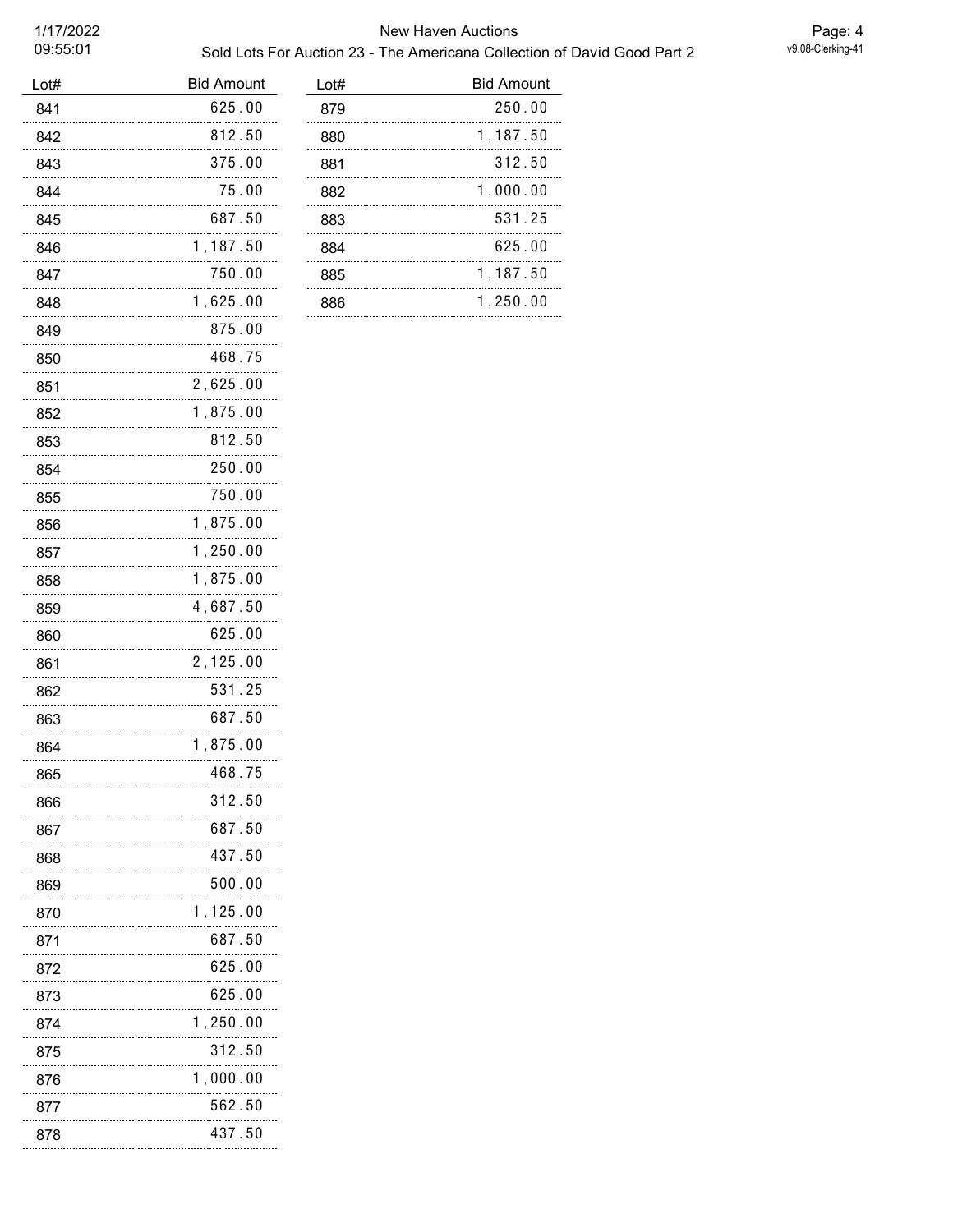| Lot# | Bid Amount |
|---|---|
| 841 | 625.00 |
| 842 | 812.50 |
| 843 | 375.00 |
| 844 | 75.00 |
| 845 | 687.50 |
| 846 | 1,187.50 |
| 847 | 750.00 |
| 848 | 1,625.00 |
| 849 | 875.00 |
| 850 | 468.75 |
| 851 | 2,625.00 |
| 852 | 1,875.00 |
| 853 | 812.50 |
| 854 | 250.00 |
| 855 | 750.00 |
| 856 | 1,875.00 |
| 857 | 1,250.00 |
| 858 | 1,875.00 |
| 859 | 4,687.50 |
| 860 | 625.00 |
| 861 | 2,125.00 |
| 862 | 531.25 |
| 863 | 687.50 |
| 864 | 1,875.00 |
| 865 | 468.75 |
| 866 | 312.50 |
| 867 | 687.50 |
| 868 | 437.50 |
| 869 | 500.00 |
| 870 | 1,125.00 |
| 871 | 687.50 |
| 872 | 625.00 |
| 873 | 625.00 |
| 874 | 1,250.00 |
| 875 | 312.50 |
| 876 | 1,000.00 |
| 877 | 562.50 |
| 878 | 437.50 |
| 879 | 250.00 |
| 880 | 1,187.50 |
| 881 | 312.50 |
| 882 | 1,000.00 |
| 883 | 531.25 |
| 884 | 625.00 |
| 885 | 1,187.50 |
| 886 | 1,250.00 |